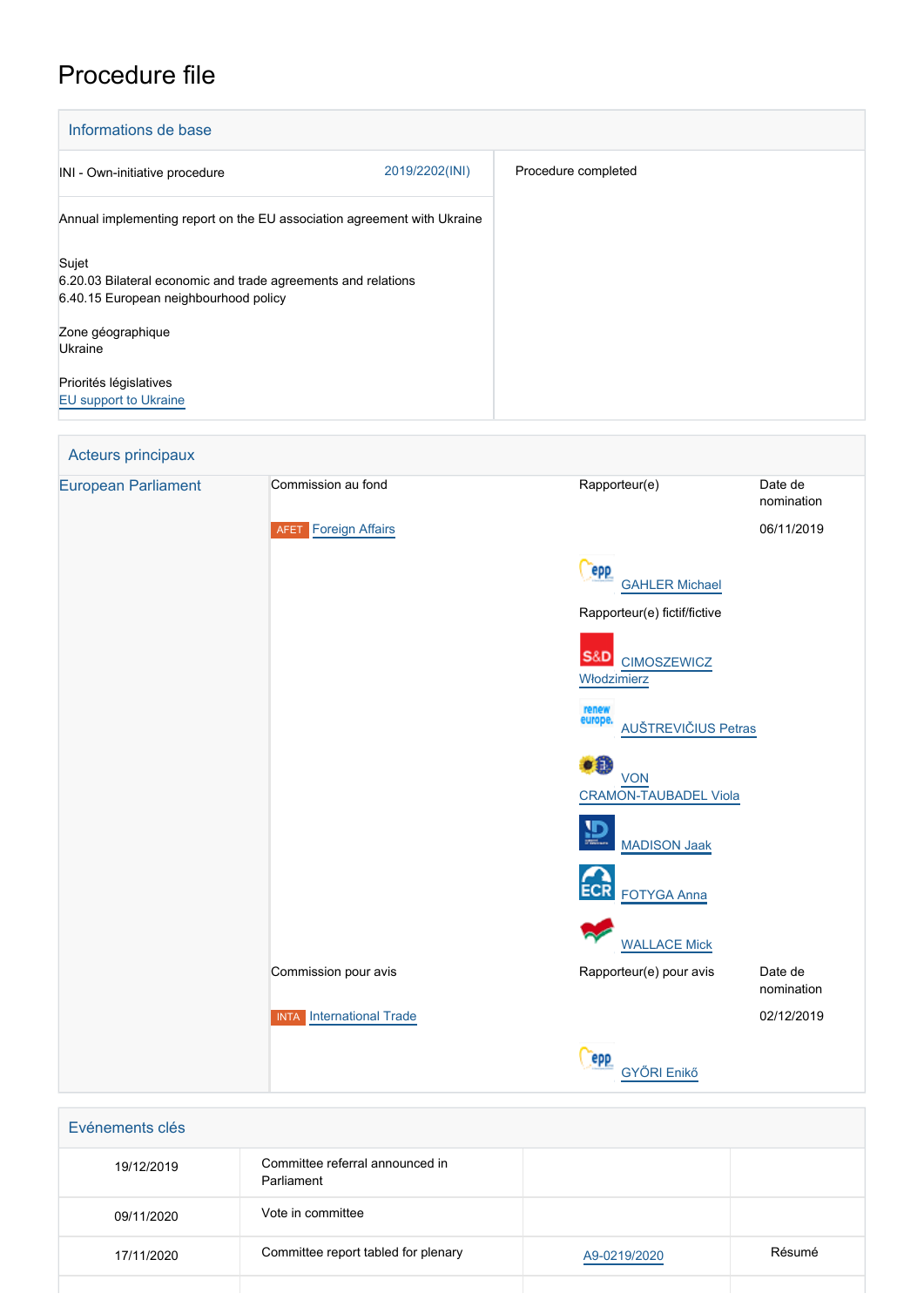# Procedure file

## Informations de base

| | |
|---|---|
| INI - Own-initiative procedure 2019/2202(INI) | Procedure completed |
| Annual implementing report on the EU association agreement with Ukraine | |
| Sujet<br>6.20.03 Bilateral economic and trade agreements and relations<br>6.40.15 European neighbourhood policy | |
| Zone géographique<br>Ukraine | |
| Priorités législatives<br>EU support to Ukraine | |

## Acteurs principaux

| | | | |
|---|---|---|---|
| European Parliament | Commission au fond | Rapporteur(e) | Date de nomination |
| | AFET Foreign Affairs | | 06/11/2019 |
| | | GAHLER Michael | |
| | | Rapporteur(e) fictif/fictive | |
| | | CIMOSZEWICZ Włodzimierz | |
| | | AUŠTREVIČIUS Petras | |
| | | VON CRAMON-TAUBADEL Viola | |
| | | MADISON Jaak | |
| | | FOTYGA Anna | |
| | | WALLACE Mick | |
| | Commission pour avis | Rapporteur(e) pour avis | Date de nomination |
| | INTA International Trade | | 02/12/2019 |
| | | GYŐRI Enikő | |

## Evénements clés

| | | | |
|---|---|---|---|
| 19/12/2019 | Committee referral announced in Parliament | | |
| 09/11/2020 | Vote in committee | | |
| 17/11/2020 | Committee report tabled for plenary | A9-0219/2020 | Résumé |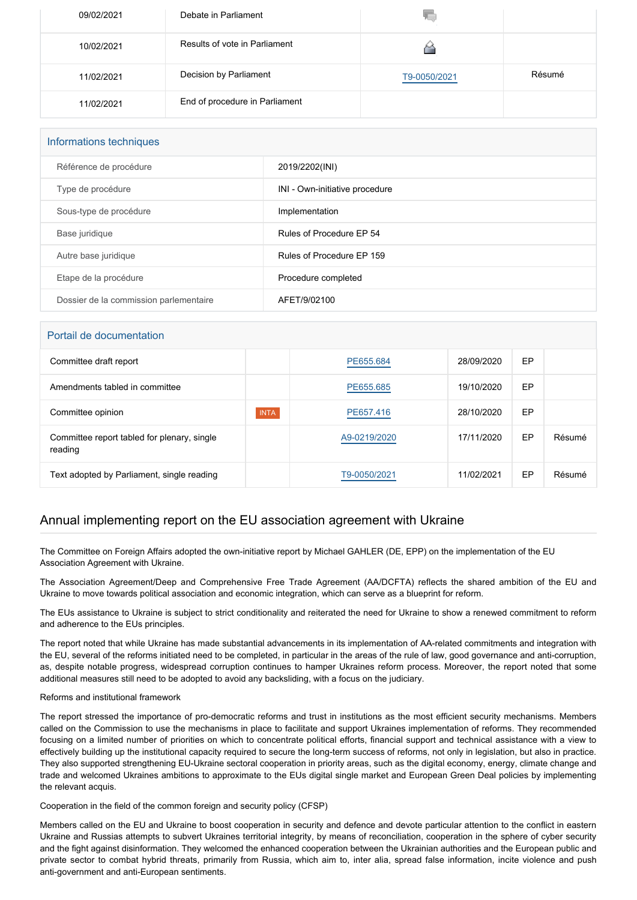| | | | |
|---|---|---|---|
| 09/02/2021 | Debate in Parliament | | |
| 10/02/2021 | Results of vote in Parliament | | |
| 11/02/2021 | Decision by Parliament | T9-0050/2021 | Résumé |
| 11/02/2021 | End of procedure in Parliament | | |

## Informations techniques

| | |
|---|---|
| Référence de procédure | 2019/2202(INI) |
| Type de procédure | INI - Own-initiative procedure |
| Sous-type de procédure | Implementation |
| Base juridique | Rules of Procedure EP 54 |
| Autre base juridique | Rules of Procedure EP 159 |
| Etape de la procédure | Procedure completed |
| Dossier de la commission parlementaire | AFET/9/02100 |

## Portail de documentation

| | | | | | |
|---|---|---|---|---|---|
| Committee draft report | | PE655.684 | 28/09/2020 | EP | |
| Amendments tabled in committee | | PE655.685 | 19/10/2020 | EP | |
| Committee opinion | INTA | PE657.416 | 28/10/2020 | EP | |
| Committee report tabled for plenary, single reading | | A9-0219/2020 | 17/11/2020 | EP | Résumé |
| Text adopted by Parliament, single reading | | T9-0050/2021 | 11/02/2021 | EP | Résumé |

## Annual implementing report on the EU association agreement with Ukraine

The Committee on Foreign Affairs adopted the own-initiative report by Michael GAHLER (DE, EPP) on the implementation of the EU Association Agreement with Ukraine.

The Association Agreement/Deep and Comprehensive Free Trade Agreement (AA/DCFTA) reflects the shared ambition of the EU and Ukraine to move towards political association and economic integration, which can serve as a blueprint for reform.

The EUs assistance to Ukraine is subject to strict conditionality and reiterated the need for Ukraine to show a renewed commitment to reform and adherence to the EUs principles.

The report noted that while Ukraine has made substantial advancements in its implementation of AA-related commitments and integration with the EU, several of the reforms initiated need to be completed, in particular in the areas of the rule of law, good governance and anti-corruption, as, despite notable progress, widespread corruption continues to hamper Ukraines reform process. Moreover, the report noted that some additional measures still need to be adopted to avoid any backsliding, with a focus on the judiciary.

Reforms and institutional framework

The report stressed the importance of pro-democratic reforms and trust in institutions as the most efficient security mechanisms. Members called on the Commission to use the mechanisms in place to facilitate and support Ukraines implementation of reforms. They recommended focusing on a limited number of priorities on which to concentrate political efforts, financial support and technical assistance with a view to effectively building up the institutional capacity required to secure the long-term success of reforms, not only in legislation, but also in practice. They also supported strengthening EU-Ukraine sectoral cooperation in priority areas, such as the digital economy, energy, climate change and trade and welcomed Ukraines ambitions to approximate to the EUs digital single market and European Green Deal policies by implementing the relevant acquis.

Cooperation in the field of the common foreign and security policy (CFSP)

Members called on the EU and Ukraine to boost cooperation in security and defence and devote particular attention to the conflict in eastern Ukraine and Russias attempts to subvert Ukraines territorial integrity, by means of reconciliation, cooperation in the sphere of cyber security and the fight against disinformation. They welcomed the enhanced cooperation between the Ukrainian authorities and the European public and private sector to combat hybrid threats, primarily from Russia, which aim to, inter alia, spread false information, incite violence and push anti-government and anti-European sentiments.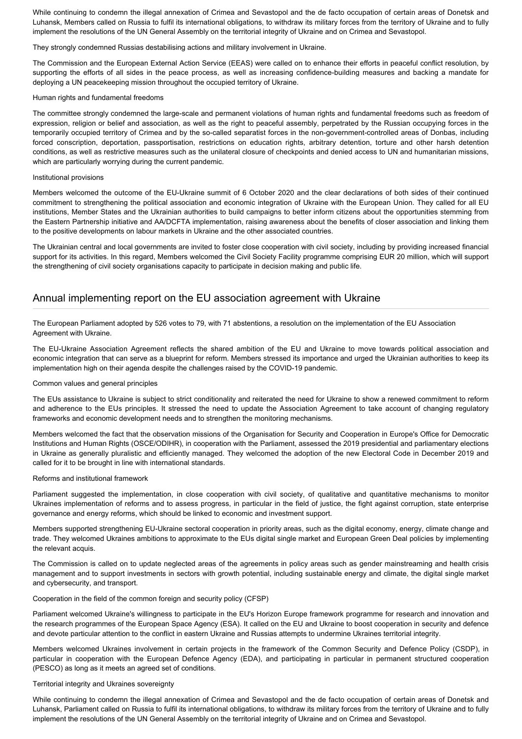While continuing to condemn the illegal annexation of Crimea and Sevastopol and the de facto occupation of certain areas of Donetsk and Luhansk, Members called on Russia to fulfil its international obligations, to withdraw its military forces from the territory of Ukraine and to fully implement the resolutions of the UN General Assembly on the territorial integrity of Ukraine and on Crimea and Sevastopol.

They strongly condemned Russias destabilising actions and military involvement in Ukraine.

The Commission and the European External Action Service (EEAS) were called on to enhance their efforts in peaceful conflict resolution, by supporting the efforts of all sides in the peace process, as well as increasing confidence-building measures and backing a mandate for deploying a UN peacekeeping mission throughout the occupied territory of Ukraine.

Human rights and fundamental freedoms

The committee strongly condemned the large-scale and permanent violations of human rights and fundamental freedoms such as freedom of expression, religion or belief and association, as well as the right to peaceful assembly, perpetrated by the Russian occupying forces in the temporarily occupied territory of Crimea and by the so-called separatist forces in the non-government-controlled areas of Donbas, including forced conscription, deportation, passportisation, restrictions on education rights, arbitrary detention, torture and other harsh detention conditions, as well as restrictive measures such as the unilateral closure of checkpoints and denied access to UN and humanitarian missions, which are particularly worrying during the current pandemic.

Institutional provisions

Members welcomed the outcome of the EU-Ukraine summit of 6 October 2020 and the clear declarations of both sides of their continued commitment to strengthening the political association and economic integration of Ukraine with the European Union. They called for all EU institutions, Member States and the Ukrainian authorities to build campaigns to better inform citizens about the opportunities stemming from the Eastern Partnership initiative and AA/DCFTA implementation, raising awareness about the benefits of closer association and linking them to the positive developments on labour markets in Ukraine and the other associated countries.

The Ukrainian central and local governments are invited to foster close cooperation with civil society, including by providing increased financial support for its activities. In this regard, Members welcomed the Civil Society Facility programme comprising EUR 20 million, which will support the strengthening of civil society organisations capacity to participate in decision making and public life.

## Annual implementing report on the EU association agreement with Ukraine

The European Parliament adopted by 526 votes to 79, with 71 abstentions, a resolution on the implementation of the EU Association Agreement with Ukraine.

The EU-Ukraine Association Agreement reflects the shared ambition of the EU and Ukraine to move towards political association and economic integration that can serve as a blueprint for reform. Members stressed its importance and urged the Ukrainian authorities to keep its implementation high on their agenda despite the challenges raised by the COVID-19 pandemic.

Common values and general principles

The EUs assistance to Ukraine is subject to strict conditionality and reiterated the need for Ukraine to show a renewed commitment to reform and adherence to the EUs principles. It stressed the need to update the Association Agreement to take account of changing regulatory frameworks and economic development needs and to strengthen the monitoring mechanisms.

Members welcomed the fact that the observation missions of the Organisation for Security and Cooperation in Europe's Office for Democratic Institutions and Human Rights (OSCE/ODIHR), in cooperation with the Parliament, assessed the 2019 presidential and parliamentary elections in Ukraine as generally pluralistic and efficiently managed. They welcomed the adoption of the new Electoral Code in December 2019 and called for it to be brought in line with international standards.

Reforms and institutional framework

Parliament suggested the implementation, in close cooperation with civil society, of qualitative and quantitative mechanisms to monitor Ukraines implementation of reforms and to assess progress, in particular in the field of justice, the fight against corruption, state enterprise governance and energy reforms, which should be linked to economic and investment support.

Members supported strengthening EU-Ukraine sectoral cooperation in priority areas, such as the digital economy, energy, climate change and trade. They welcomed Ukraines ambitions to approximate to the EUs digital single market and European Green Deal policies by implementing the relevant acquis.

The Commission is called on to update neglected areas of the agreements in policy areas such as gender mainstreaming and health crisis management and to support investments in sectors with growth potential, including sustainable energy and climate, the digital single market and cybersecurity, and transport.

Cooperation in the field of the common foreign and security policy (CFSP)

Parliament welcomed Ukraine's willingness to participate in the EU's Horizon Europe framework programme for research and innovation and the research programmes of the European Space Agency (ESA). It called on the EU and Ukraine to boost cooperation in security and defence and devote particular attention to the conflict in eastern Ukraine and Russias attempts to undermine Ukraines territorial integrity.

Members welcomed Ukraines involvement in certain projects in the framework of the Common Security and Defence Policy (CSDP), in particular in cooperation with the European Defence Agency (EDA), and participating in particular in permanent structured cooperation (PESCO) as long as it meets an agreed set of conditions.

Territorial integrity and Ukraines sovereignty

While continuing to condemn the illegal annexation of Crimea and Sevastopol and the de facto occupation of certain areas of Donetsk and Luhansk, Parliament called on Russia to fulfil its international obligations, to withdraw its military forces from the territory of Ukraine and to fully implement the resolutions of the UN General Assembly on the territorial integrity of Ukraine and on Crimea and Sevastopol.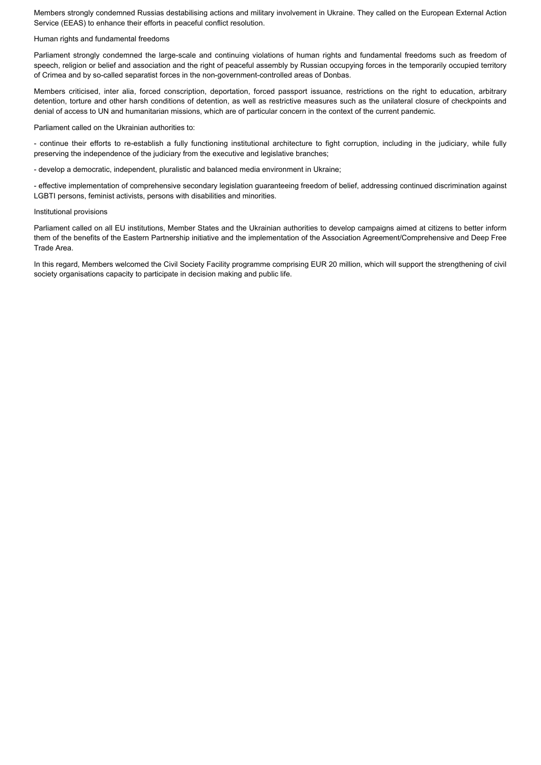Members strongly condemned Russias destabilising actions and military involvement in Ukraine. They called on the European External Action Service (EEAS) to enhance their efforts in peaceful conflict resolution.

Human rights and fundamental freedoms

Parliament strongly condemned the large-scale and continuing violations of human rights and fundamental freedoms such as freedom of speech, religion or belief and association and the right of peaceful assembly by Russian occupying forces in the temporarily occupied territory of Crimea and by so-called separatist forces in the non-government-controlled areas of Donbas.

Members criticised, inter alia, forced conscription, deportation, forced passport issuance, restrictions on the right to education, arbitrary detention, torture and other harsh conditions of detention, as well as restrictive measures such as the unilateral closure of checkpoints and denial of access to UN and humanitarian missions, which are of particular concern in the context of the current pandemic.

Parliament called on the Ukrainian authorities to:

- continue their efforts to re-establish a fully functioning institutional architecture to fight corruption, including in the judiciary, while fully preserving the independence of the judiciary from the executive and legislative branches;

- develop a democratic, independent, pluralistic and balanced media environment in Ukraine;

- effective implementation of comprehensive secondary legislation guaranteeing freedom of belief, addressing continued discrimination against LGBTI persons, feminist activists, persons with disabilities and minorities.

Institutional provisions

Parliament called on all EU institutions, Member States and the Ukrainian authorities to develop campaigns aimed at citizens to better inform them of the benefits of the Eastern Partnership initiative and the implementation of the Association Agreement/Comprehensive and Deep Free Trade Area.

In this regard, Members welcomed the Civil Society Facility programme comprising EUR 20 million, which will support the strengthening of civil society organisations capacity to participate in decision making and public life.